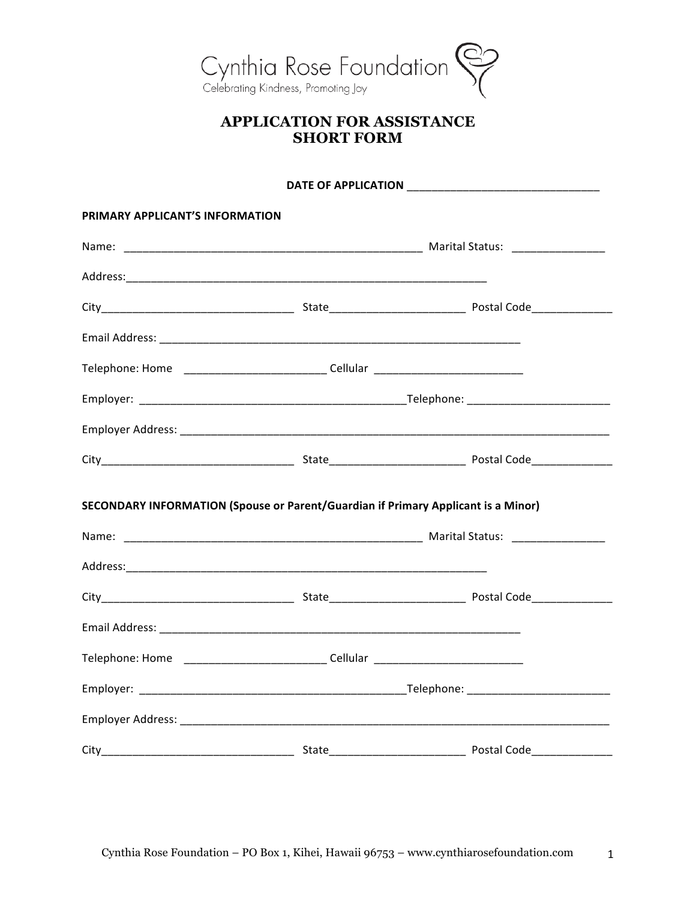Cynthia Rose Foundation

Celebrating Kindness, Promoting Joy

# APPLICATION FOR ASSISTANCE
# SHORT FORM

**DATE OF APPLICATION** ______________________________

**PRIMARY APPLICANT'S INFORMATION**

Name: ______________________________________________ Marital Status: ______________

Address:________________________________________________________

City_____________________________ State____________________ Postal Code____________

Email Address: ________________________________________________________

Telephone: Home _____________________ Cellular ______________________

Employer: ________________________________________Telephone: _____________________

Employer Address: ____________________________________________________________________

City_____________________________ State____________________ Postal Code____________

**SECONDARY INFORMATION (Spouse or Parent/Guardian if Primary Applicant is a Minor)**

Name: ______________________________________________ Marital Status: ______________

Address:________________________________________________________

City_____________________________ State____________________ Postal Code____________

Email Address: ________________________________________________________

Telephone: Home _____________________ Cellular ______________________

Employer: ________________________________________Telephone: _____________________

Employer Address: ____________________________________________________________________

City_____________________________ State____________________ Postal Code____________

Cynthia Rose Foundation – PO Box 1, Kihei, Hawaii 96753 – www.cynthiarosefoundation.com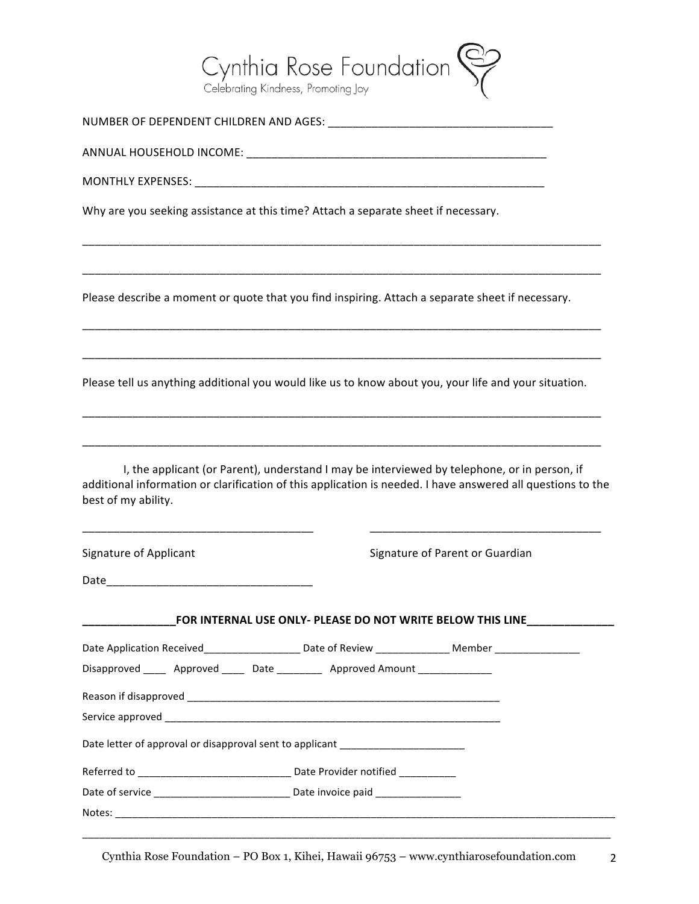Cynthia Rose Foundation
Celebrating Kindness, Promoting Joy

NUMBER OF DEPENDENT CHILDREN AND AGES: ____________________________________

ANNUAL HOUSEHOLD INCOME: _________________________________________________

MONTHLY EXPENSES: _________________________________________________________

Why are you seeking assistance at this time? Attach a separate sheet if necessary.

_____________________________________________________________________________________

_____________________________________________________________________________________

Please describe a moment or quote that you find inspiring. Attach a separate sheet if necessary.

_____________________________________________________________________________________

_____________________________________________________________________________________

Please tell us anything additional you would like us to know about you, your life and your situation.

_____________________________________________________________________________________

_____________________________________________________________________________________

I, the applicant (or Parent), understand I may be interviewed by telephone, or in person, if additional information or clarification of this application is needed. I have answered all questions to the best of my ability.

______________________________________ ______________________________________

Signature of Applicant Signature of Parent or Guardian

Date_________________________________

**_______________FOR INTERNAL USE ONLY- PLEASE DO NOT WRITE BELOW THIS LINE______________**

Date Application Received_________________ Date of Review _____________ Member _______________

Disapproved ____ Approved ____ Date ________ Approved Amount _____________

Reason if disapproved _________________________________________________________

Service approved _____________________________________________________________

Date letter of approval or disapproval sent to applicant ______________________

Referred to ___________________________ Date Provider notified __________

Date of service ________________________ Date invoice paid _______________

Notes: ____________________________________________________________________________________

_____________________________________________________________________________________

Cynthia Rose Foundation – PO Box 1, Kihei, Hawaii 96753 – www.cynthiarosefoundation.com